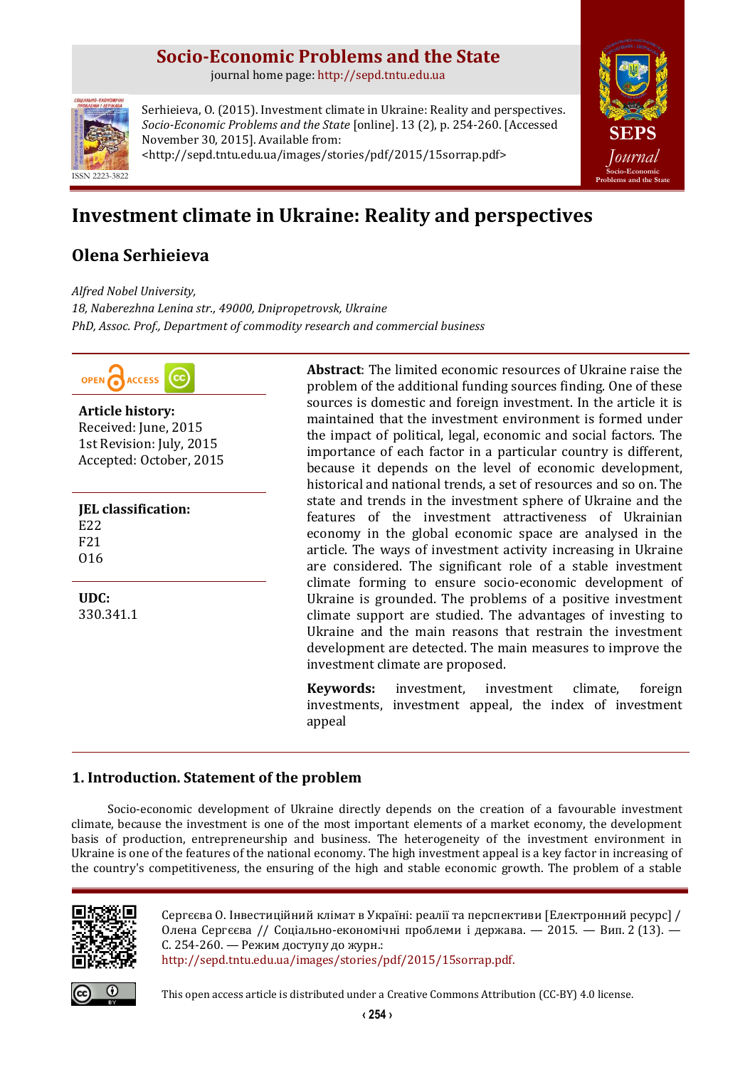# Socio-Economic Problems and the State

journal home page: http://sepd.tntu.edu.ua

ISSN 2223-3822

Serhieieva, O. (2015). Investment climate in Ukraine: Reality and perspectives. *Socio-Economic Problems and the State* [online]. 13 (2), p. 254-260. [Accessed November 30, 2015]. Available from: <http://sepd.tntu.edu.ua/images/stories/pdf/2015/15sorrap.pdf>

SEPS *Journal* Socio-Economic Problems and the State

# Investment climate in Ukraine: Reality and perspectives

## Olena Serhieieva

*Alfred Nobel University,*
*18, Naberezhna Lenina str., 49000, Dnipropetrovsk, Ukraine*
*PhD, Assoc. Prof., Department of commodity research and commercial business*

OPEN ACCESS

**Article history:**
Received: June, 2015
1st Revision: July, 2015
Accepted: October, 2015

**JEL classification:**
E22
F21
O16

**UDC:**
330.341.1

**Abstract**: The limited economic resources of Ukraine raise the problem of the additional funding sources finding. One of these sources is domestic and foreign investment. In the article it is maintained that the investment environment is formed under the impact of political, legal, economic and social factors. The importance of each factor in a particular country is different, because it depends on the level of economic development, historical and national trends, a set of resources and so on. The state and trends in the investment sphere of Ukraine and the features of the investment attractiveness of Ukrainian economy in the global economic space are analysed in the article. The ways of investment activity increasing in Ukraine are considered. The significant role of a stable investment climate forming to ensure socio-economic development of Ukraine is grounded. The problems of a positive investment climate support are studied. The advantages of investing to Ukraine and the main reasons that restrain the investment development are detected. The main measures to improve the investment climate are proposed.

**Keywords:** investment, investment climate, foreign investments, investment appeal, the index of investment appeal

## 1. Introduction. Statement of the problem

Socio-economic development of Ukraine directly depends on the creation of a favourable investment climate, because the investment is one of the most important elements of a market economy, the development basis of production, entrepreneurship and business. The heterogeneity of the investment environment in Ukraine is one of the features of the national economy. The high investment appeal is a key factor in increasing of the country's competitiveness, the ensuring of the high and stable economic growth. The problem of a stable

Сергєєва О. Інвестиційний клімат в Україні: реалії та перспективи [Електронний ресурс] / Олена Сергєєва // Соціально-економічні проблеми і держава. — 2015. — Вип. 2 (13). — С. 254-260. — Режим доступу до журн.: http://sepd.tntu.edu.ua/images/stories/pdf/2015/15sorrap.pdf.

This open access article is distributed under a Creative Commons Attribution (CC-BY) 4.0 license.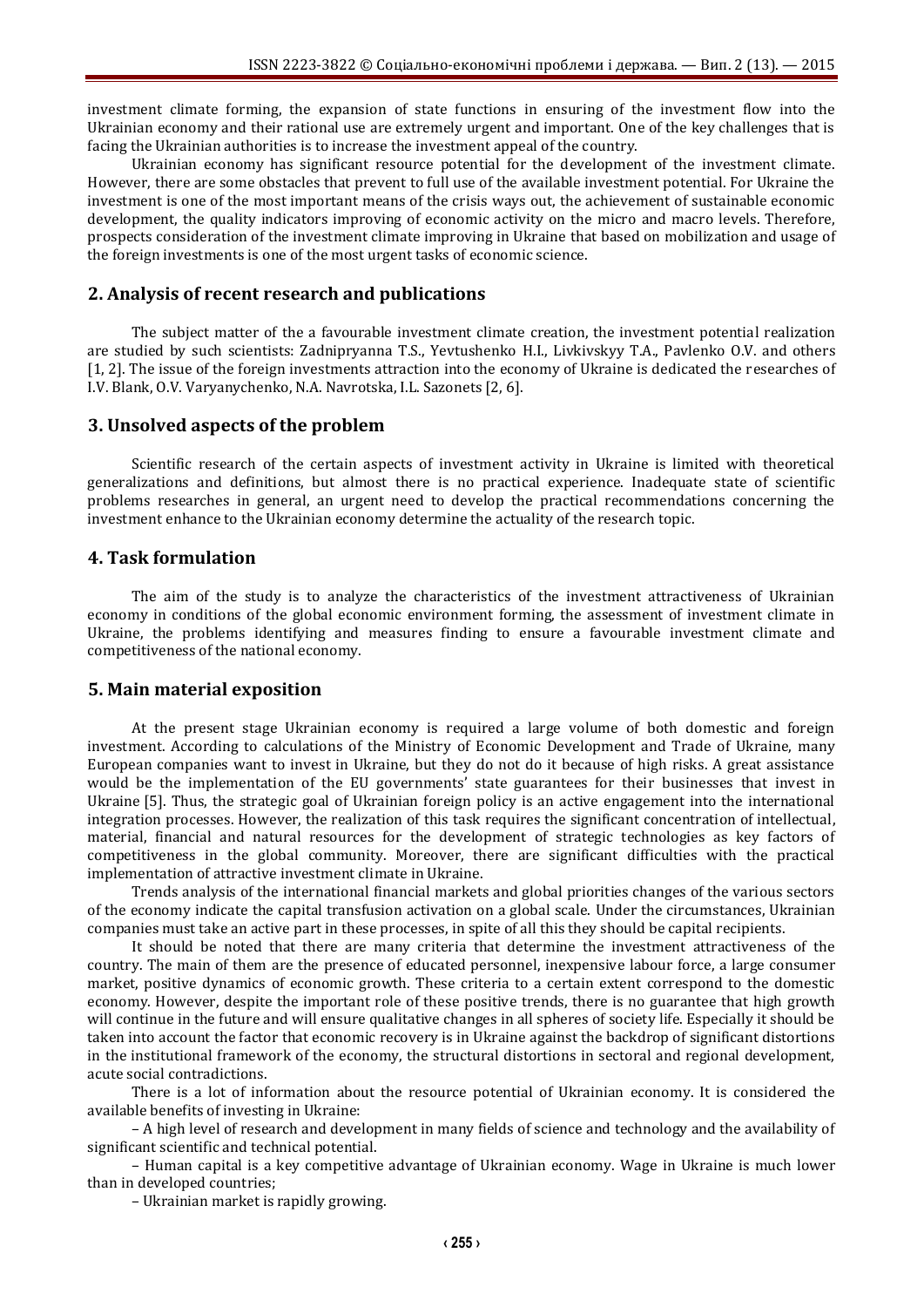investment climate forming, the expansion of state functions in ensuring of the investment flow into the Ukrainian economy and their rational use are extremely urgent and important. One of the key challenges that is facing the Ukrainian authorities is to increase the investment appeal of the country.

Ukrainian economy has significant resource potential for the development of the investment climate. However, there are some obstacles that prevent to full use of the available investment potential. For Ukraine the investment is one of the most important means of the crisis ways out, the achievement of sustainable economic development, the quality indicators improving of economic activity on the micro and macro levels. Therefore, prospects consideration of the investment climate improving in Ukraine that based on mobilization and usage of the foreign investments is one of the most urgent tasks of economic science.

## 2. Analysis of recent research and publications

The subject matter of the a favourable investment climate creation, the investment potential realization are studied by such scientists: Zadnipryanna T.S., Yevtushenko H.I., Livkivskyy T.A., Pavlenko O.V. and others [1, 2]. The issue of the foreign investments attraction into the economy of Ukraine is dedicated the researches of I.V. Blank, O.V. Varyanychenko, N.A. Navrotska, I.L. Sazonets [2, 6].

## 3. Unsolved aspects of the problem

Scientific research of the certain aspects of investment activity in Ukraine is limited with theoretical generalizations and definitions, but almost there is no practical experience. Inadequate state of scientific problems researches in general, an urgent need to develop the practical recommendations concerning the investment enhance to the Ukrainian economy determine the actuality of the research topic.

## 4. Task formulation

The aim of the study is to analyze the characteristics of the investment attractiveness of Ukrainian economy in conditions of the global economic environment forming, the assessment of investment climate in Ukraine, the problems identifying and measures finding to ensure a favourable investment climate and competitiveness of the national economy.

## 5. Main material exposition

At the present stage Ukrainian economy is required a large volume of both domestic and foreign investment. According to calculations of the Ministry of Economic Development and Trade of Ukraine, many European companies want to invest in Ukraine, but they do not do it because of high risks. A great assistance would be the implementation of the EU governments' state guarantees for their businesses that invest in Ukraine [5]. Thus, the strategic goal of Ukrainian foreign policy is an active engagement into the international integration processes. However, the realization of this task requires the significant concentration of intellectual, material, financial and natural resources for the development of strategic technologies as key factors of competitiveness in the global community. Moreover, there are significant difficulties with the practical implementation of attractive investment climate in Ukraine.

Trends analysis of the international financial markets and global priorities changes of the various sectors of the economy indicate the capital transfusion activation on a global scale. Under the circumstances, Ukrainian companies must take an active part in these processes, in spite of all this they should be capital recipients.

It should be noted that there are many criteria that determine the investment attractiveness of the country. The main of them are the presence of educated personnel, inexpensive labour force, a large consumer market, positive dynamics of economic growth. These criteria to a certain extent correspond to the domestic economy. However, despite the important role of these positive trends, there is no guarantee that high growth will continue in the future and will ensure qualitative changes in all spheres of society life. Especially it should be taken into account the factor that economic recovery is in Ukraine against the backdrop of significant distortions in the institutional framework of the economy, the structural distortions in sectoral and regional development, acute social contradictions.

There is a lot of information about the resource potential of Ukrainian economy. It is considered the available benefits of investing in Ukraine:

– A high level of research and development in many fields of science and technology and the availability of significant scientific and technical potential.

– Human capital is a key competitive advantage of Ukrainian economy. Wage in Ukraine is much lower than in developed countries;

– Ukrainian market is rapidly growing.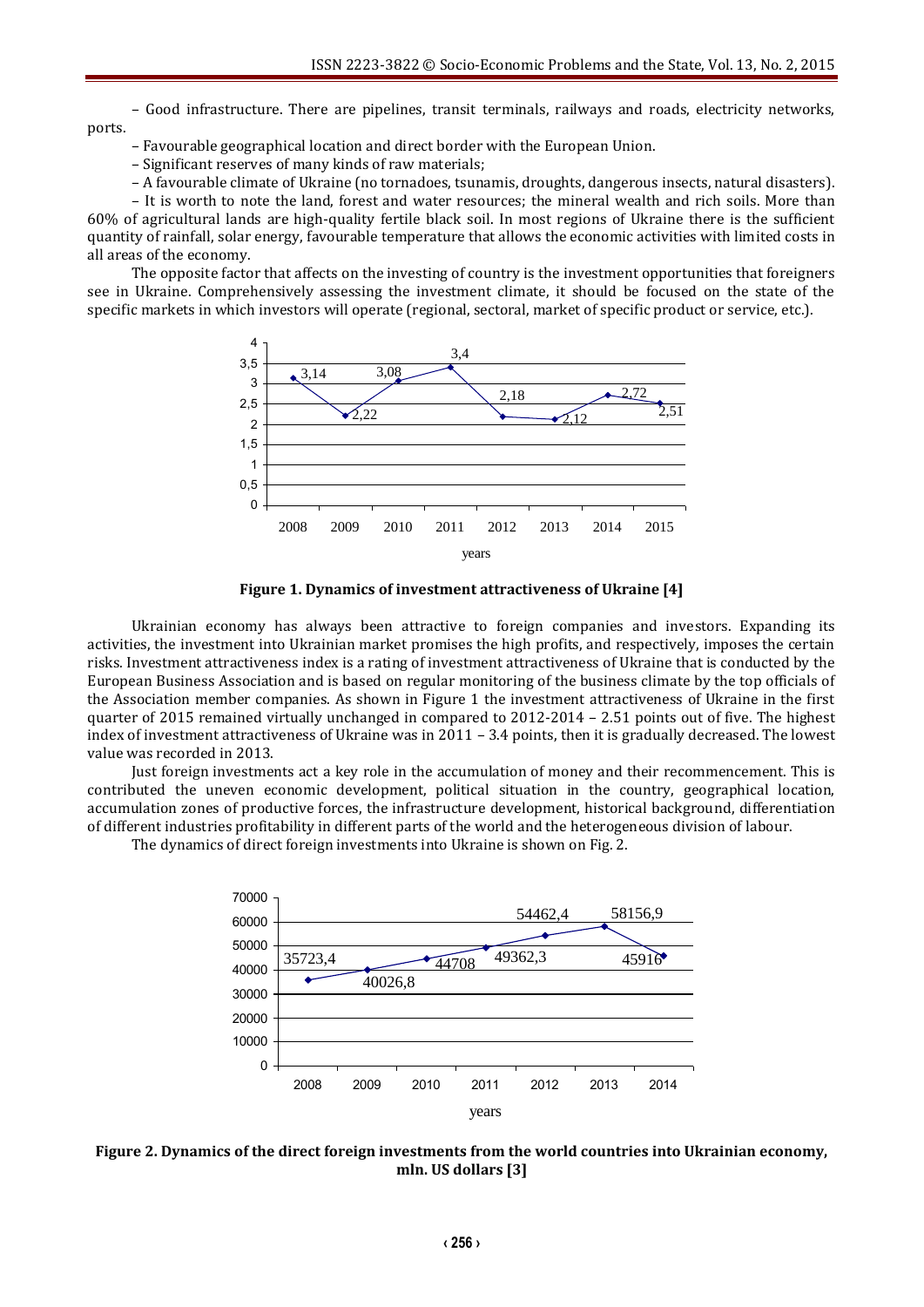– Good infrastructure. There are pipelines, transit terminals, railways and roads, electricity networks, ports.

– Favourable geographical location and direct border with the European Union.

– Significant reserves of many kinds of raw materials;

– A favourable climate of Ukraine (no tornadoes, tsunamis, droughts, dangerous insects, natural disasters).

– It is worth to note the land, forest and water resources; the mineral wealth and rich soils. More than 60% of agricultural lands are high-quality fertile black soil. In most regions of Ukraine there is the sufficient quantity of rainfall, solar energy, favourable temperature that allows the economic activities with limited costs in all areas of the economy.

The opposite factor that affects on the investing of country is the investment opportunities that foreigners see in Ukraine. Comprehensively assessing the investment climate, it should be focused on the state of the specific markets in which investors will operate (regional, sectoral, market of specific product or service, etc.).

| Year | 2008 | 2009 | 2010 | 2011 | 2012 | 2013 | 2014 | 2015 |
|---|---|---|---|---|---|---|---|---|
| Index | 3,14 | 2,22 | 3,08 | 3,4 | 2,18 | 2,12 | 2,72 | 2,51 |

**Figure 1. Dynamics of investment attractiveness of Ukraine [4]**

Ukrainian economy has always been attractive to foreign companies and investors. Expanding its activities, the investment into Ukrainian market promises the high profits, and respectively, imposes the certain risks. Investment attractiveness index is a rating of investment attractiveness of Ukraine that is conducted by the European Business Association and is based on regular monitoring of the business climate by the top officials of the Association member companies. As shown in Figure 1 the investment attractiveness of Ukraine in the first quarter of 2015 remained virtually unchanged in compared to 2012-2014 – 2.51 points out of five. The highest index of investment attractiveness of Ukraine was in 2011 – 3.4 points, then it is gradually decreased. The lowest value was recorded in 2013.

Just foreign investments act a key role in the accumulation of money and their recommencement. This is contributed the uneven economic development, political situation in the country, geographical location, accumulation zones of productive forces, the infrastructure development, historical background, differentiation of different industries profitability in different parts of the world and the heterogeneous division of labour.

The dynamics of direct foreign investments into Ukraine is shown on Fig. 2.

| Year | 2008 | 2009 | 2010 | 2011 | 2012 | 2013 | 2014 |
|---|---|---|---|---|---|---|---|
| mln. US dollars | 35723,4 | 40026,8 | 44708 | 49362,3 | 54462,4 | 58156,9 | 45916 |

**Figure 2. Dynamics of the direct foreign investments from the world countries into Ukrainian economy, mln. US dollars [3]**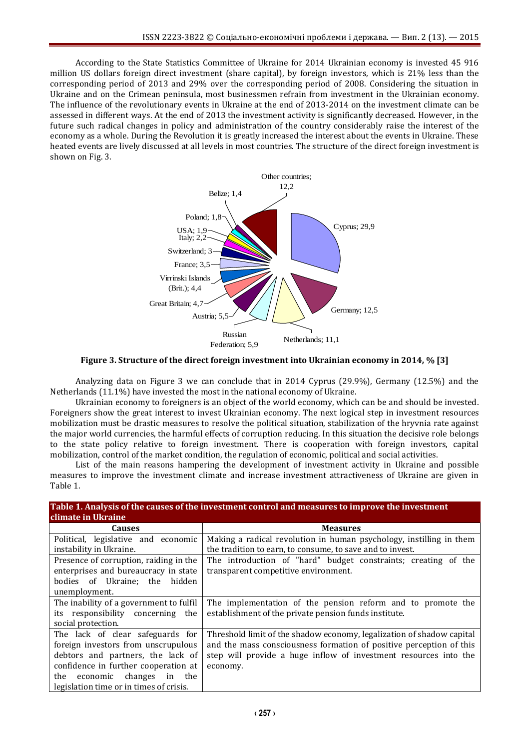According to the State Statistics Committee of Ukraine for 2014 Ukrainian economy is invested 45 916 million US dollars foreign direct investment (share capital), by foreign investors, which is 21% less than the corresponding period of 2013 and 29% over the corresponding period of 2008. Considering the situation in Ukraine and on the Crimean peninsula, most businessmen refrain from investment in the Ukrainian economy. The influence of the revolutionary events in Ukraine at the end of 2013-2014 on the investment climate can be assessed in different ways. At the end of 2013 the investment activity is significantly decreased. However, in the future such radical changes in policy and administration of the country considerably raise the interest of the economy as a whole. During the Revolution it is greatly increased the interest about the events in Ukraine. These heated events are lively discussed at all levels in most countries. The structure of the direct foreign investment is shown on Fig. 3.

**Figure 3. Structure of the direct foreign investment into Ukrainian economy in 2014, % [3]**

Analyzing data on Figure 3 we can conclude that in 2014 Cyprus (29.9%), Germany (12.5%) and the Netherlands (11.1%) have invested the most in the national economy of Ukraine.

Ukrainian economy to foreigners is an object of the world economy, which can be and should be invested. Foreigners show the great interest to invest Ukrainian economy. The next logical step in investment resources mobilization must be drastic measures to resolve the political situation, stabilization of the hryvnia rate against the major world currencies, the harmful effects of corruption reducing. In this situation the decisive role belongs to the state policy relative to foreign investment. There is cooperation with foreign investors, capital mobilization, control of the market condition, the regulation of economic, political and social activities.

List of the main reasons hampering the development of investment activity in Ukraine and possible measures to improve the investment climate and increase investment attractiveness of Ukraine are given in Table 1.

**Table 1. Analysis of the causes of the investment control and measures to improve the investment climate in Ukraine**

| Causes | Measures |
|---|---|
| Political, legislative and economic instability in Ukraine. | Making a radical revolution in human psychology, instilling in them the tradition to earn, to consume, to save and to invest. |
| Presence of corruption, raiding in the enterprises and bureaucracy in state bodies of Ukraine; the hidden unemployment. | The introduction of "hard" budget constraints; creating of the transparent competitive environment. |
| The inability of a government to fulfil its responsibility concerning the social protection. | The implementation of the pension reform and to promote the establishment of the private pension funds institute. |
| The lack of clear safeguards for foreign investors from unscrupulous debtors and partners, the lack of confidence in further cooperation at the economic changes in the legislation time or in times of crisis. | Threshold limit of the shadow economy, legalization of shadow capital and the mass consciousness formation of positive perception of this step will provide a huge inflow of investment resources into the economy. |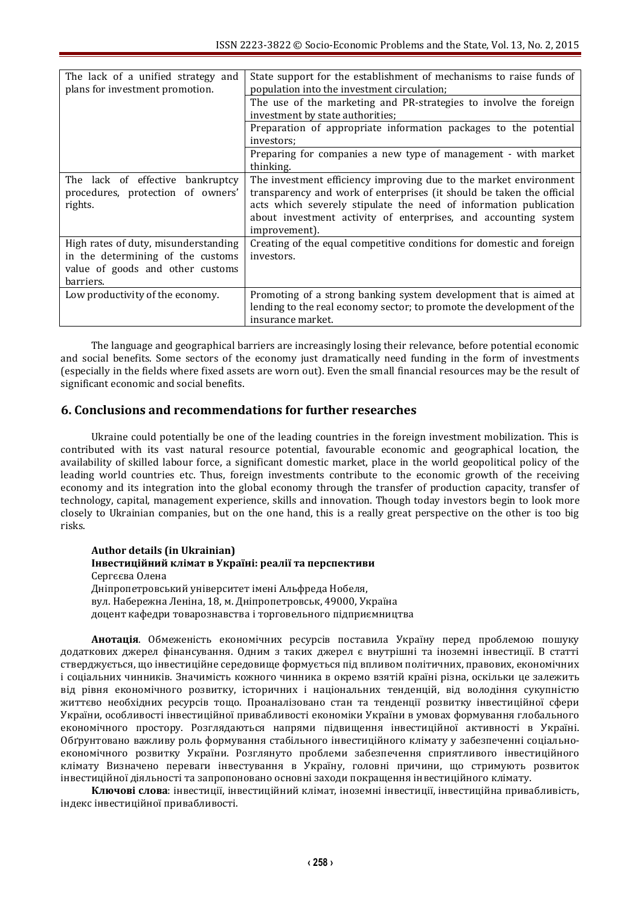| | |
|---|---|
| The lack of a unified strategy and plans for investment promotion. | State support for the establishment of mechanisms to raise funds of population into the investment circulation; |
| | The use of the marketing and PR-strategies to involve the foreign investment by state authorities; |
| | Preparation of appropriate information packages to the potential investors; |
| | Preparing for companies a new type of management - with market thinking. |
| The lack of effective bankruptcy procedures, protection of owners' rights. | The investment efficiency improving due to the market environment transparency and work of enterprises (it should be taken the official acts which severely stipulate the need of information publication about investment activity of enterprises, and accounting system improvement). |
| High rates of duty, misunderstanding in the determining of the customs value of goods and other customs barriers. | Creating of the equal competitive conditions for domestic and foreign investors. |
| Low productivity of the economy. | Promoting of a strong banking system development that is aimed at lending to the real economy sector; to promote the development of the insurance market. |

The language and geographical barriers are increasingly losing their relevance, before potential economic and social benefits. Some sectors of the economy just dramatically need funding in the form of investments (especially in the fields where fixed assets are worn out). Even the small financial resources may be the result of significant economic and social benefits.

## 6. Conclusions and recommendations for further researches

Ukraine could potentially be one of the leading countries in the foreign investment mobilization. This is contributed with its vast natural resource potential, favourable economic and geographical location, the availability of skilled labour force, a significant domestic market, place in the world geopolitical policy of the leading world countries etc. Thus, foreign investments contribute to the economic growth of the receiving economy and its integration into the global economy through the transfer of production capacity, transfer of technology, capital, management experience, skills and innovation. Though today investors begin to look more closely to Ukrainian companies, but on the one hand, this is a really great perspective on the other is too big risks.

**Author details (in Ukrainian)**
**Інвестиційний клімат в Україні: реалії та перспективи**
Сергєєва Олена
Дніпропетровський університет імені Альфреда Нобеля,
вул. Набережна Леніна, 18, м. Дніпропетровськ, 49000, Україна
доцент кафедри товарознавства і торговельного підприємництва

**Анотація**. Обмеженість економічних ресурсів поставила Україну перед проблемою пошуку додаткових джерел фінансування. Одним з таких джерел є внутрішні та іноземні інвестиції. В статті стверджується, що інвестиційне середовище формується під впливом політичних, правових, економічних і соціальних чинників. Значимість кожного чинника в окремо взятій країні різна, оскільки це залежить від рівня економічного розвитку, історичних і національних тенденцій, від володіння сукупністю життєво необхідних ресурсів тощо. Проаналізовано стан та тенденції розвитку інвестиційної сфери України, особливості інвестиційної привабливості економіки України в умовах формування глобального економічного простору. Розглядаються напрями підвищення інвестиційної активності в Україні. Обґрунтовано важливу роль формування стабільного інвестиційного клімату у забезпеченні соціально-економічного розвитку України. Розглянуто проблеми забезпечення сприятливого інвестиційного клімату Визначено переваги інвестування в Україну, головні причини, що стримують розвиток інвестиційної діяльності та запропоновано основні заходи покращення інвестиційного клімату.

**Ключові слова**: інвестиції, інвестиційний клімат, іноземні інвестиції, інвестиційна привабливість, індекс інвестиційної привабливості.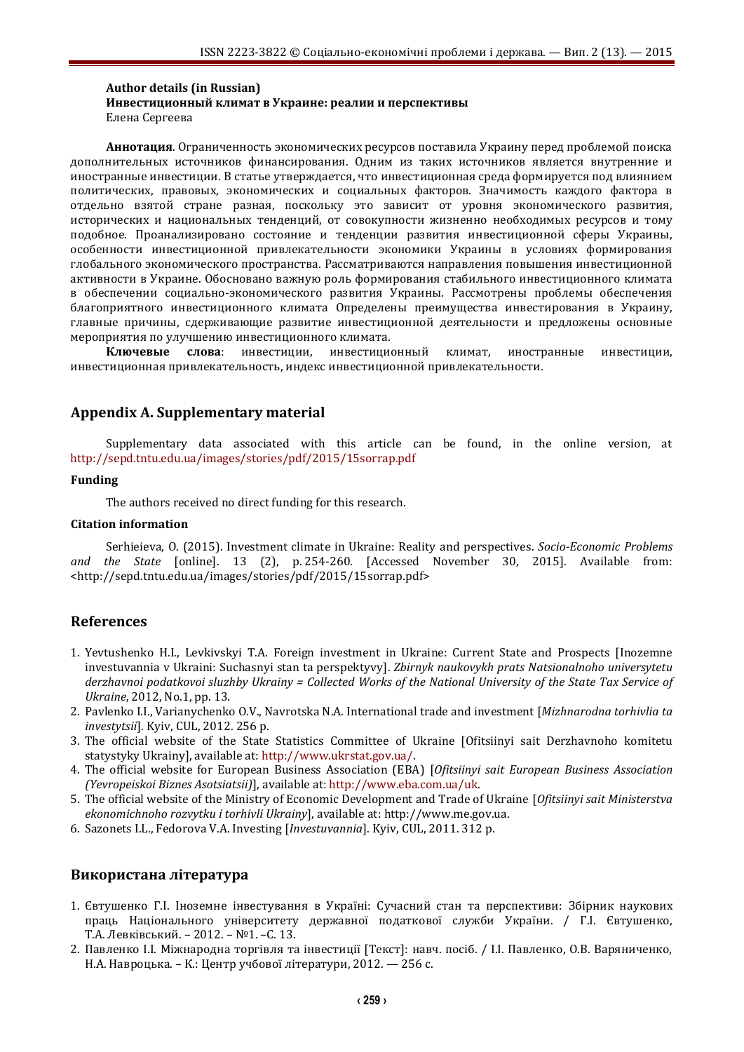**Author details (in Russian)**
**Инвестиционный климат в Украине: реалии и перспективы**
Елена Сергеева

**Аннотация**. Ограниченность экономических ресурсов поставила Украину перед проблемой поиска дополнительных источников финансирования. Одним из таких источников является внутренние и иностранные инвестиции. В статье утверждается, что инвестиционная среда формируется под влиянием политических, правовых, экономических и социальных факторов. Значимость каждого фактора в отдельно взятой стране разная, поскольку это зависит от уровня экономического развития, исторических и национальных тенденций, от совокупности жизненно необходимых ресурсов и тому подобное. Проанализировано состояние и тенденции развития инвестиционной сферы Украины, особенности инвестиционной привлекательности экономики Украины в условиях формирования глобального экономического пространства. Рассматриваются направления повышения инвестиционной активности в Украине. Обосновано важную роль формирования стабильного инвестиционного климата в обеспечении социально-экономического развития Украины. Рассмотрены проблемы обеспечения благоприятного инвестиционного климата Определены преимущества инвестирования в Украину, главные причины, сдерживающие развитие инвестиционной деятельности и предложены основные мероприятия по улучшению инвестиционного климата.

**Ключевые слова**: инвестиции, инвестиционный климат, иностранные инвестиции, инвестиционная привлекательность, индекс инвестиционной привлекательности.

## Appendix A. Supplementary material

Supplementary data associated with this article can be found, in the online version, at http://sepd.tntu.edu.ua/images/stories/pdf/2015/15sorrap.pdf

### Funding

The authors received no direct funding for this research.

### Citation information

Serhieieva, O. (2015). Investment climate in Ukraine: Reality and perspectives. *Socio-Economic Problems and the State* [online]. 13 (2), p. 254-260. [Accessed November 30, 2015]. Available from: <http://sepd.tntu.edu.ua/images/stories/pdf/2015/15sorrap.pdf>

## References

1. Yevtushenko H.I., Levkivskyi T.A. Foreign investment in Ukraine: Current State and Prospects [Inozemne investuvannia v Ukraini: Suchasnyi stan ta perspektyvy]. *Zbirnyk naukovykh prats Natsionalnoho universytetu derzhavnoi podatkovoi sluzhby Ukrainy = Collected Works of the National University of the State Tax Service of Ukraine*, 2012, No.1, pp. 13.
2. Pavlenko I.I., Varianychenko O.V., Navrotska N.A. International trade and investment [*Mizhnarodna torhivlia ta investytsii*]. Kyiv, CUL, 2012. 256 p.
3. The official website of the State Statistics Committee of Ukraine [Ofitsiinyi sait Derzhavnoho komitetu statystyky Ukrainy], available at: http://www.ukrstat.gov.ua/.
4. The official website for European Business Association (EBA) [*Ofitsiinyi sait European Business Association (Yevropeiskoi Biznes Asotsiatsii)*], available at: http://www.eba.com.ua/uk.
5. The official website of the Ministry of Economic Development and Trade of Ukraine [*Ofitsiinyi sait Ministerstva ekonomichnoho rozvytku i torhivli Ukrainy*], available at: http://www.me.gov.ua.
6. Sazonets I.L., Fedorova V.A. Investing [*Investuvannia*]. Kyiv, CUL, 2011. 312 p.

## Використана література

1. Євтушенко Г.І. Іноземне інвестування в Україні: Сучасний стан та перспективи: Збірник наукових праць Національного університету державної податкової служби України. / Г.І. Євтушенко, Т.А. Левківський. – 2012. – №1. –С. 13.
2. Павленко І.І. Міжнародна торгівля та інвестиції [Текст]: навч. посіб. / І.І. Павленко, О.В. Варяниченко, Н.А. Навроцька. – К.: Центр учбової літератури, 2012. — 256 с.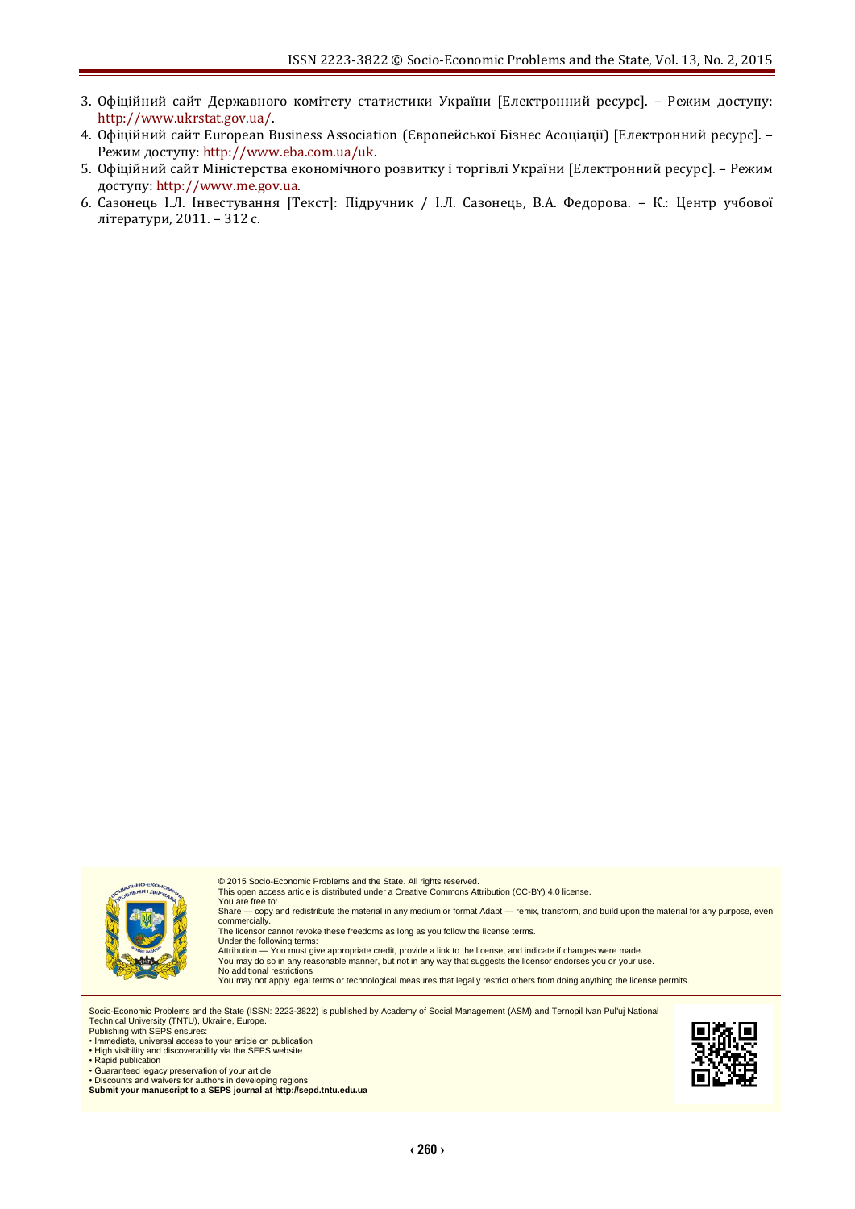3. Офіційний сайт Державного комітету статистики України [Електронний ресурс]. – Режим доступу: http://www.ukrstat.gov.ua/.
4. Офіційний сайт European Business Association (Європейської Бізнес Асоціації) [Електронний ресурс]. – Режим доступу: http://www.eba.com.ua/uk.
5. Офіційний сайт Міністерства економічного розвитку і торгівлі України [Електронний ресурс]. – Режим доступу: http://www.me.gov.ua.
6. Сазонець І.Л. Інвестування [Текст]: Підручник / І.Л. Сазонець, В.А. Федорова. – К.: Центр учбової літератури, 2011. – 312 с.

© 2015 Socio-Economic Problems and the State. All rights reserved.
This open access article is distributed under a Creative Commons Attribution (CC-BY) 4.0 license.
You are free to:
Share — copy and redistribute the material in any medium or format Adapt — remix, transform, and build upon the material for any purpose, even commercially.
The licensor cannot revoke these freedoms as long as you follow the license terms.
Under the following terms:
Attribution — You must give appropriate credit, provide a link to the license, and indicate if changes were made.
You may do so in any reasonable manner, but not in any way that suggests the licensor endorses you or your use.
No additional restrictions
You may not apply legal terms or technological measures that legally restrict others from doing anything the license permits.

Socio-Economic Problems and the State (ISSN: 2223-3822) is published by Academy of Social Management (ASM) and Ternopil Ivan Pul'uj National Technical University (TNTU), Ukraine, Europe.
Publishing with SEPS ensures:
• Immediate, universal access to your article on publication
• High visibility and discoverability via the SEPS website
• Rapid publication
• Guaranteed legacy preservation of your article
• Discounts and waivers for authors in developing regions

**Submit your manuscript to a SEPS journal at http://sepd.tntu.edu.ua**